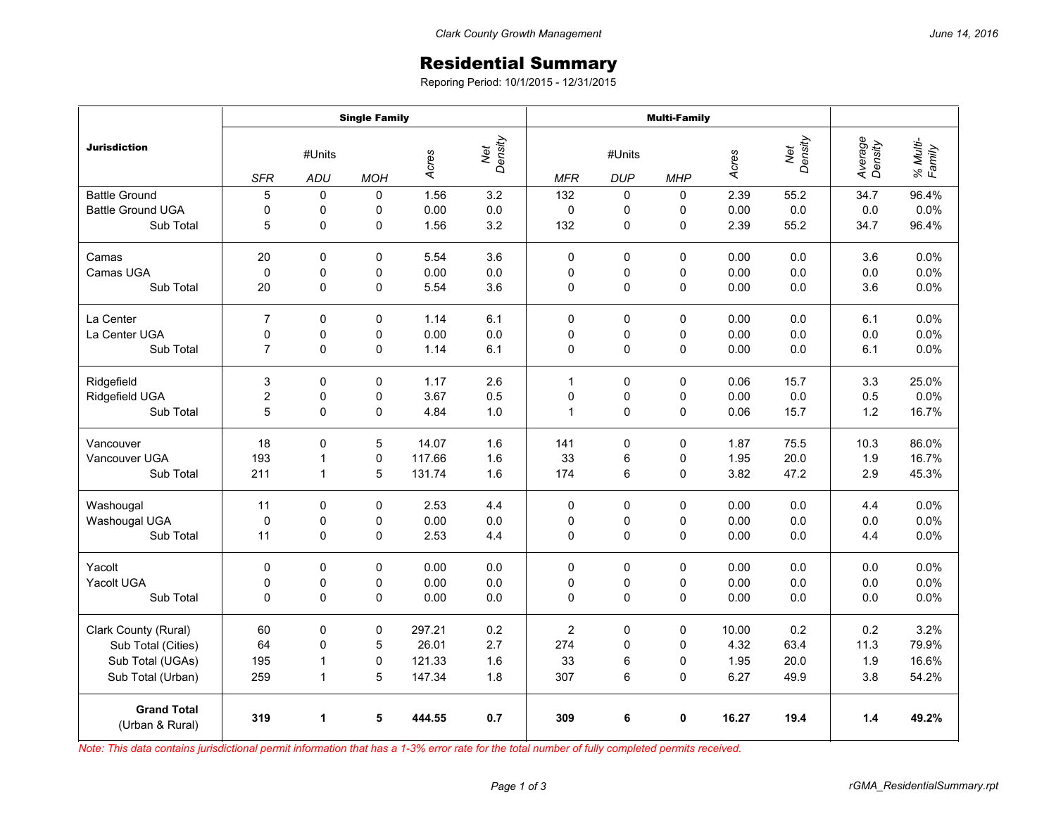# Residential Summary

Reporing Period: 10/1/2015 - 12/31/2015

| Jurisdiction | Single Family | | | | | Multi-Family | | | | | | |
|---|---|---|---|---|---|---|---|---|---|---|---|---|
| | #Units | | | Acres | Net Density | #Units | | | Acres | Net Density | Average Density | % Multi-Family |
| | SFR | ADU | MOH | | | MFR | DUP | MHP | | | | |
| Battle Ground | 5 | 0 | 0 | 1.56 | 3.2 | 132 | 0 | 0 | 2.39 | 55.2 | 34.7 | 96.4% |
| Battle Ground UGA | 0 | 0 | 0 | 0.00 | 0.0 | 0 | 0 | 0 | 0.00 | 0.0 | 0.0 | 0.0% |
| Sub Total | 5 | 0 | 0 | 1.56 | 3.2 | 132 | 0 | 0 | 2.39 | 55.2 | 34.7 | 96.4% |
| Camas | 20 | 0 | 0 | 5.54 | 3.6 | 0 | 0 | 0 | 0.00 | 0.0 | 3.6 | 0.0% |
| Camas UGA | 0 | 0 | 0 | 0.00 | 0.0 | 0 | 0 | 0 | 0.00 | 0.0 | 0.0 | 0.0% |
| Sub Total | 20 | 0 | 0 | 5.54 | 3.6 | 0 | 0 | 0 | 0.00 | 0.0 | 3.6 | 0.0% |
| La Center | 7 | 0 | 0 | 1.14 | 6.1 | 0 | 0 | 0 | 0.00 | 0.0 | 6.1 | 0.0% |
| La Center UGA | 0 | 0 | 0 | 0.00 | 0.0 | 0 | 0 | 0 | 0.00 | 0.0 | 0.0 | 0.0% |
| Sub Total | 7 | 0 | 0 | 1.14 | 6.1 | 0 | 0 | 0 | 0.00 | 0.0 | 6.1 | 0.0% |
| Ridgefield | 3 | 0 | 0 | 1.17 | 2.6 | 1 | 0 | 0 | 0.06 | 15.7 | 3.3 | 25.0% |
| Ridgefield UGA | 2 | 0 | 0 | 3.67 | 0.5 | 0 | 0 | 0 | 0.00 | 0.0 | 0.5 | 0.0% |
| Sub Total | 5 | 0 | 0 | 4.84 | 1.0 | 1 | 0 | 0 | 0.06 | 15.7 | 1.2 | 16.7% |
| Vancouver | 18 | 0 | 5 | 14.07 | 1.6 | 141 | 0 | 0 | 1.87 | 75.5 | 10.3 | 86.0% |
| Vancouver UGA | 193 | 1 | 0 | 117.66 | 1.6 | 33 | 6 | 0 | 1.95 | 20.0 | 1.9 | 16.7% |
| Sub Total | 211 | 1 | 5 | 131.74 | 1.6 | 174 | 6 | 0 | 3.82 | 47.2 | 2.9 | 45.3% |
| Washougal | 11 | 0 | 0 | 2.53 | 4.4 | 0 | 0 | 0 | 0.00 | 0.0 | 4.4 | 0.0% |
| Washougal UGA | 0 | 0 | 0 | 0.00 | 0.0 | 0 | 0 | 0 | 0.00 | 0.0 | 0.0 | 0.0% |
| Sub Total | 11 | 0 | 0 | 2.53 | 4.4 | 0 | 0 | 0 | 0.00 | 0.0 | 4.4 | 0.0% |
| Yacolt | 0 | 0 | 0 | 0.00 | 0.0 | 0 | 0 | 0 | 0.00 | 0.0 | 0.0 | 0.0% |
| Yacolt UGA | 0 | 0 | 0 | 0.00 | 0.0 | 0 | 0 | 0 | 0.00 | 0.0 | 0.0 | 0.0% |
| Sub Total | 0 | 0 | 0 | 0.00 | 0.0 | 0 | 0 | 0 | 0.00 | 0.0 | 0.0 | 0.0% |
| Clark County (Rural) | 60 | 0 | 0 | 297.21 | 0.2 | 2 | 0 | 0 | 10.00 | 0.2 | 0.2 | 3.2% |
| Sub Total (Cities) | 64 | 0 | 5 | 26.01 | 2.7 | 274 | 0 | 0 | 4.32 | 63.4 | 11.3 | 79.9% |
| Sub Total (UGAs) | 195 | 1 | 0 | 121.33 | 1.6 | 33 | 6 | 0 | 1.95 | 20.0 | 1.9 | 16.6% |
| Sub Total (Urban) | 259 | 1 | 5 | 147.34 | 1.8 | 307 | 6 | 0 | 6.27 | 49.9 | 3.8 | 54.2% |
| **Grand Total** (Urban & Rural) | **319** | **1** | **5** | **444.55** | **0.7** | **309** | **6** | **0** | **16.27** | **19.4** | **1.4** | **49.2%** |

*Note: This data contains jurisdictional permit information that has a 1-3% error rate for the total number of fully completed permits received.*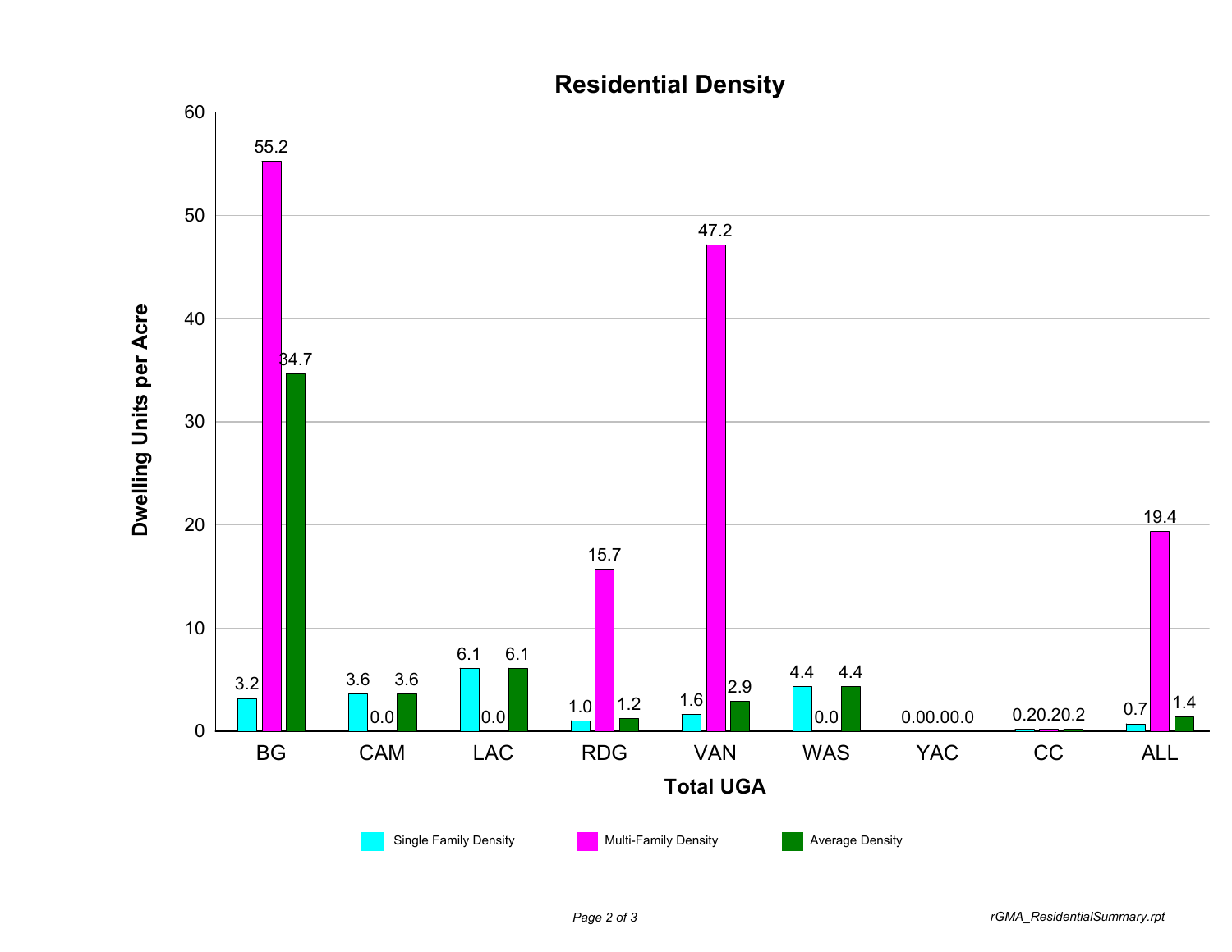## Residential Density

| Total UGA | Single Family Density | Multi-Family Density | Average Density |
|---|---|---|---|
| BG | 3.2 | 55.2 | 34.7 |
| CAM | 3.6 | 0.0 | 3.6 |
| LAC | 6.1 | 0.0 | 6.1 |
| RDG | 1.0 | 15.7 | 1.2 |
| VAN | 1.6 | 47.2 | 2.9 |
| WAS | 4.4 | 0.0 | 4.4 |
| YAC | 0.0 | 0.0 | 0.0 |
| CC | 0.2 | 0.2 | 0.2 |
| ALL | 0.7 | 19.4 | 1.4 |

Dwelling Units per Acre

rGMA_ResidentialSummary.rpt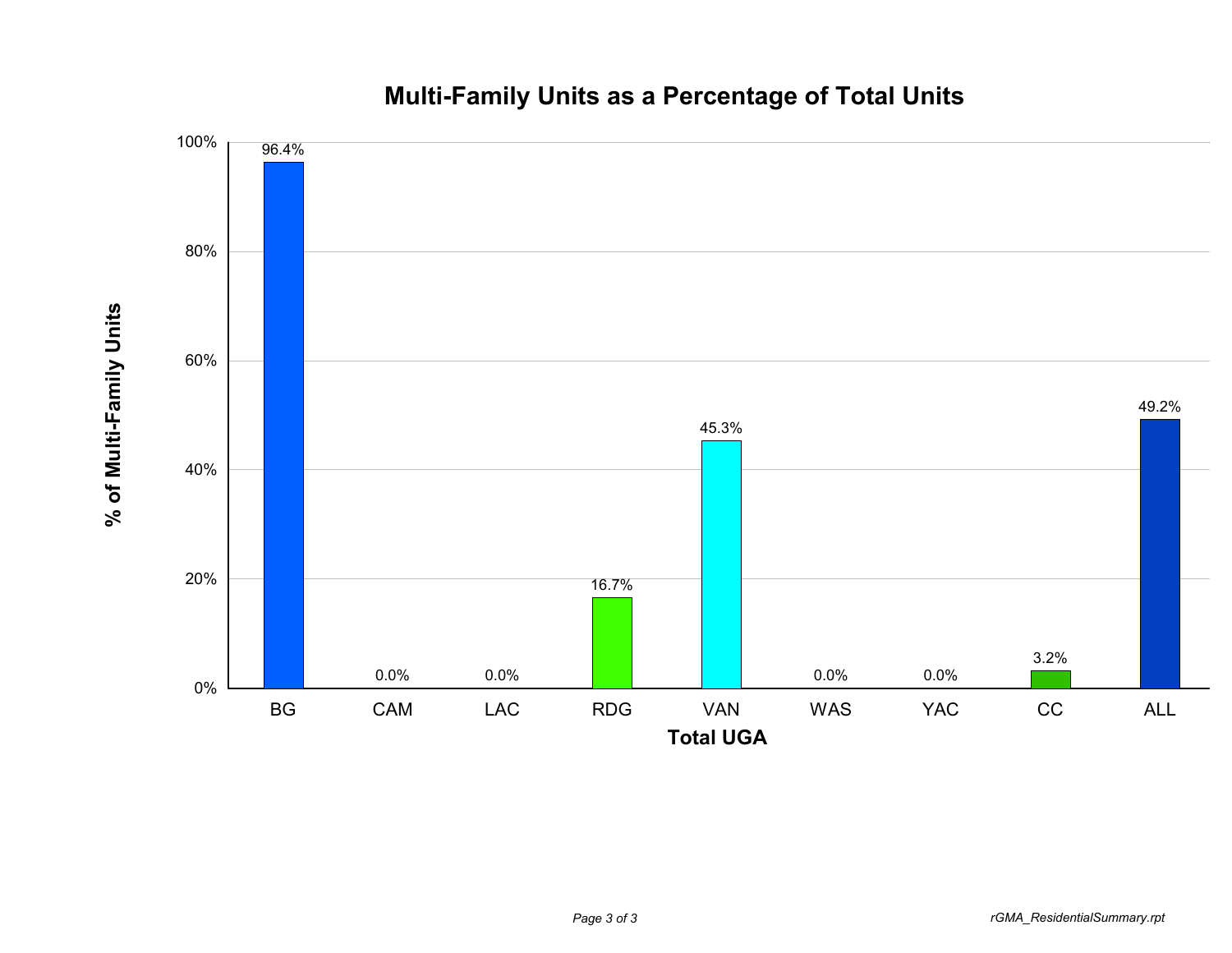# Multi-Family Units as a Percentage of Total Units

% of Multi-Family Units

100%
80%
60%
40%
20%
0%

96.4%
0.0%
0.0%
16.7%
45.3%
0.0%
0.0%
3.2%
49.2%

BG
CAM
LAC
RDG
VAN
WAS
YAC
CC
ALL

**Total UGA**

*rGMA_ResidentialSummary.rpt*